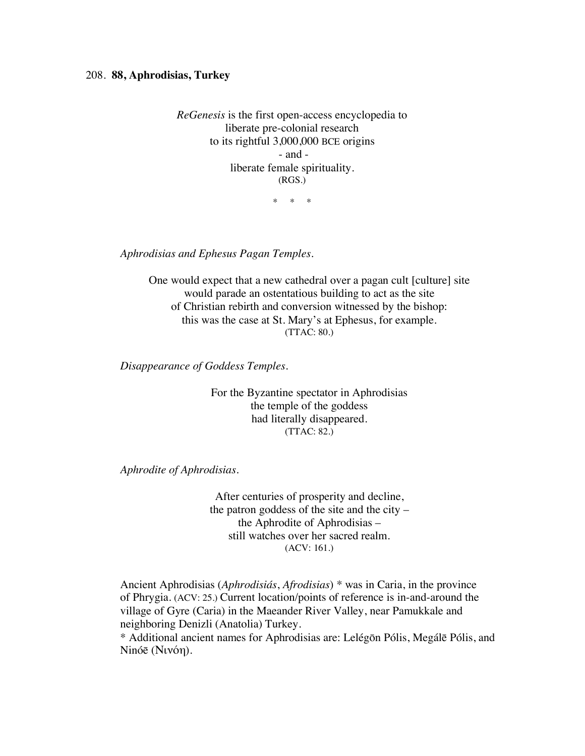208. **88, Aphrodisias, Turkey**

*ReGenesis* is the first open-access encyclopedia to
liberate pre-colonial research
to its rightful 3,000,000 BCE origins
- and -
liberate female spirituality.
(RGS.)

\* \* \*

*Aphrodisias and Ephesus Pagan Temples.*

One would expect that a new cathedral over a pagan cult [culture] site
would parade an ostentatious building to act as the site
of Christian rebirth and conversion witnessed by the bishop:
this was the case at St. Mary's at Ephesus, for example.
(TTAC: 80.)

*Disappearance of Goddess Temples.*

For the Byzantine spectator in Aphrodisias
the temple of the goddess
had literally disappeared.
(TTAC: 82.)

*Aphrodite of Aphrodisias.*

After centuries of prosperity and decline,
the patron goddess of the site and the city –
the Aphrodite of Aphrodisias –
still watches over her sacred realm.
(ACV: 161.)

Ancient Aphrodisias (*Aphrodisiás*, *Afrodisias*) * was in Caria, in the province of Phrygia. (ACV: 25.) Current location/points of reference is in-and-around the village of Gyre (Caria) in the Maeander River Valley, near Pamukkale and neighboring Denizli (Anatolia) Turkey.

\* Additional ancient names for Aphrodisias are: Lelégōn Pólis, Megálē Pólis, and Ninóē (Νινόη).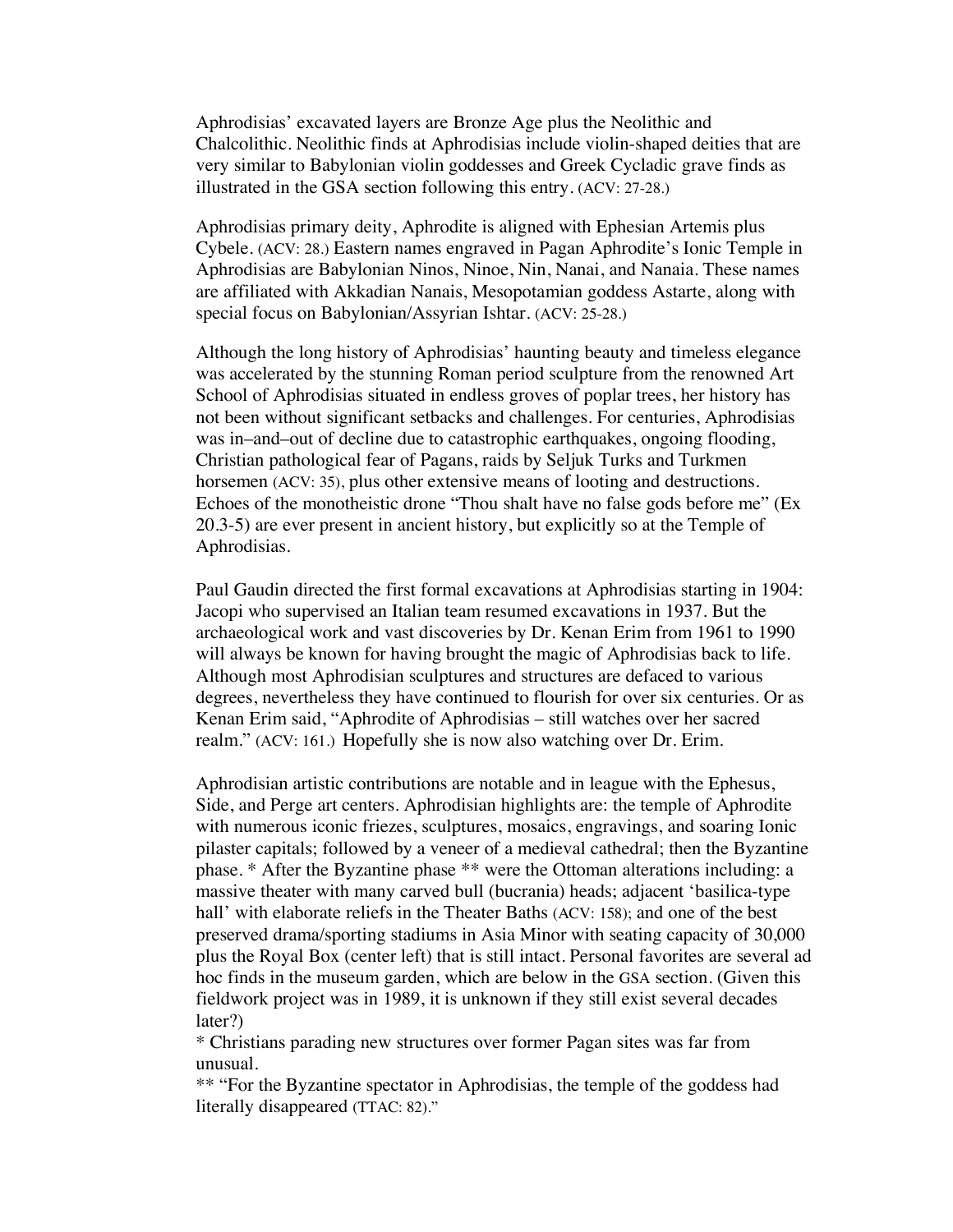Aphrodisias' excavated layers are Bronze Age plus the Neolithic and Chalcolithic. Neolithic finds at Aphrodisias include violin-shaped deities that are very similar to Babylonian violin goddesses and Greek Cycladic grave finds as illustrated in the GSA section following this entry. (ACV: 27-28.)

Aphrodisias primary deity, Aphrodite is aligned with Ephesian Artemis plus Cybele. (ACV: 28.) Eastern names engraved in Pagan Aphrodite's Ionic Temple in Aphrodisias are Babylonian Ninos, Ninoe, Nin, Nanai, and Nanaia. These names are affiliated with Akkadian Nanais, Mesopotamian goddess Astarte, along with special focus on Babylonian/Assyrian Ishtar. (ACV: 25-28.)

Although the long history of Aphrodisias' haunting beauty and timeless elegance was accelerated by the stunning Roman period sculpture from the renowned Art School of Aphrodisias situated in endless groves of poplar trees, her history has not been without significant setbacks and challenges. For centuries, Aphrodisias was in–and–out of decline due to catastrophic earthquakes, ongoing flooding, Christian pathological fear of Pagans, raids by Seljuk Turks and Turkmen horsemen (ACV: 35), plus other extensive means of looting and destructions. Echoes of the monotheistic drone "Thou shalt have no false gods before me" (Ex 20.3-5) are ever present in ancient history, but explicitly so at the Temple of Aphrodisias.

Paul Gaudin directed the first formal excavations at Aphrodisias starting in 1904: Jacopi who supervised an Italian team resumed excavations in 1937. But the archaeological work and vast discoveries by Dr. Kenan Erim from 1961 to 1990 will always be known for having brought the magic of Aphrodisias back to life. Although most Aphrodisian sculptures and structures are defaced to various degrees, nevertheless they have continued to flourish for over six centuries. Or as Kenan Erim said, "Aphrodite of Aphrodisias – still watches over her sacred realm." (ACV: 161.) Hopefully she is now also watching over Dr. Erim.

Aphrodisian artistic contributions are notable and in league with the Ephesus, Side, and Perge art centers. Aphrodisian highlights are: the temple of Aphrodite with numerous iconic friezes, sculptures, mosaics, engravings, and soaring Ionic pilaster capitals; followed by a veneer of a medieval cathedral; then the Byzantine phase. * After the Byzantine phase ** were the Ottoman alterations including: a massive theater with many carved bull (bucrania) heads; adjacent 'basilica-type hall' with elaborate reliefs in the Theater Baths (ACV: 158); and one of the best preserved drama/sporting stadiums in Asia Minor with seating capacity of 30,000 plus the Royal Box (center left) that is still intact. Personal favorites are several ad hoc finds in the museum garden, which are below in the GSA section. (Given this fieldwork project was in 1989, it is unknown if they still exist several decades later?)

* Christians parading new structures over former Pagan sites was far from unusual.

** "For the Byzantine spectator in Aphrodisias, the temple of the goddess had literally disappeared (TTAC: 82)."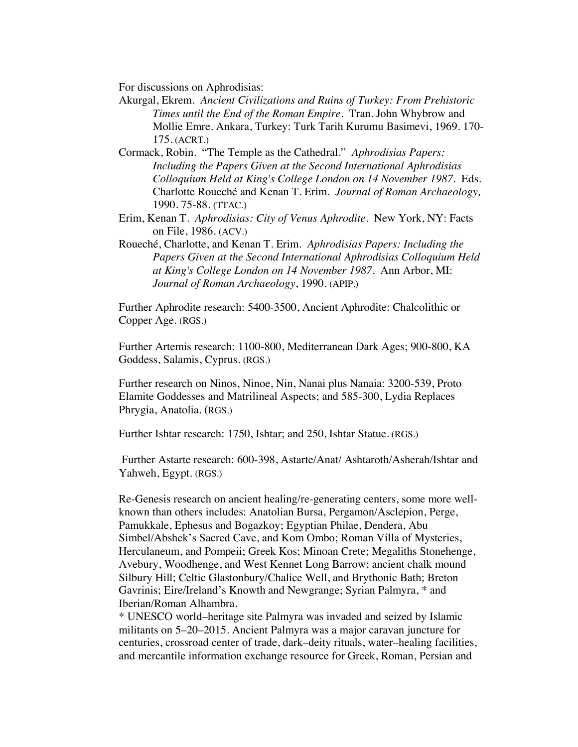For discussions on Aphrodisias:

Akurgal, Ekrem. *Ancient Civilizations and Ruins of Turkey: From Prehistoric Times until the End of the Roman Empire*. Tran. John Whybrow and Mollie Emre. Ankara, Turkey: Turk Tarih Kurumu Basimevi, 1969. 170-175. (ACRT.)

Cormack, Robin. "The Temple as the Cathedral." *Aphrodisias Papers: Including the Papers Given at the Second International Aphrodisias Colloquium Held at King's College London on 14 November 1987*. Eds. Charlotte Roueché and Kenan T. Erim. *Journal of Roman Archaeology,* 1990. 75-88. (TTAC.)

Erim, Kenan T. *Aphrodisias: City of Venus Aphrodite*. New York, NY: Facts on File, 1986. (ACV.)

Roueché, Charlotte, and Kenan T. Erim. *Aphrodisias Papers: Including the Papers Given at the Second International Aphrodisias Colloquium Held at King's College London on 14 November 1987*. Ann Arbor, MI: *Journal of Roman Archaeology*, 1990. (APIP.)

Further Aphrodite research: 5400-3500, Ancient Aphrodite: Chalcolithic or Copper Age. (RGS.)

Further Artemis research: 1100-800, Mediterranean Dark Ages; 900-800, KA Goddess, Salamis, Cyprus. (RGS.)

Further research on Ninos, Ninoe, Nin, Nanai plus Nanaia: 3200-539, Proto Elamite Goddesses and Matrilineal Aspects; and 585-300, Lydia Replaces Phrygia, Anatolia. (RGS.)

Further Ishtar research: 1750, Ishtar; and 250, Ishtar Statue. (RGS.)

Further Astarte research: 600-398, Astarte/Anat/ Ashtaroth/Asherah/Ishtar and Yahweh, Egypt. (RGS.)

Re-Genesis research on ancient healing/re-generating centers, some more well-known than others includes: Anatolian Bursa, Pergamon/Asclepion, Perge, Pamukkale, Ephesus and Bogazkoy; Egyptian Philae, Dendera, Abu Simbel/Abshek's Sacred Cave, and Kom Ombo; Roman Villa of Mysteries, Herculaneum, and Pompeii; Greek Kos; Minoan Crete; Megaliths Stonehenge, Avebury, Woodhenge, and West Kennet Long Barrow; ancient chalk mound Silbury Hill; Celtic Glastonbury/Chalice Well, and Brythonic Bath; Breton Gavrinis; Eire/Ireland's Knowth and Newgrange; Syrian Palmyra, * and Iberian/Roman Alhambra.

* UNESCO world–heritage site Palmyra was invaded and seized by Islamic militants on 5–20–2015. Ancient Palmyra was a major caravan juncture for centuries, crossroad center of trade, dark–deity rituals, water–healing facilities, and mercantile information exchange resource for Greek, Roman, Persian and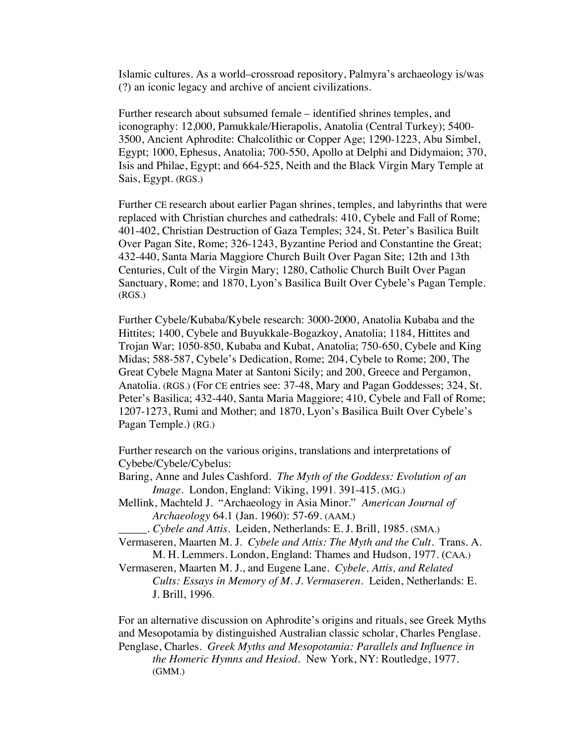Islamic cultures. As a world–crossroad repository, Palmyra's archaeology is/was (?) an iconic legacy and archive of ancient civilizations.

Further research about subsumed female – identified shrines temples, and iconography: 12,000, Pamukkale/Hierapolis, Anatolia (Central Turkey); 5400-3500, Ancient Aphrodite: Chalcolithic or Copper Age; 1290-1223, Abu Simbel, Egypt; 1000, Ephesus, Anatolia; 700-550, Apollo at Delphi and Didymaion; 370, Isis and Philae, Egypt; and 664-525, Neith and the Black Virgin Mary Temple at Sais, Egypt. (RGS.)

Further CE research about earlier Pagan shrines, temples, and labyrinths that were replaced with Christian churches and cathedrals: 410, Cybele and Fall of Rome; 401-402, Christian Destruction of Gaza Temples; 324, St. Peter's Basilica Built Over Pagan Site, Rome; 326-1243, Byzantine Period and Constantine the Great; 432-440, Santa Maria Maggiore Church Built Over Pagan Site; 12th and 13th Centuries, Cult of the Virgin Mary; 1280, Catholic Church Built Over Pagan Sanctuary, Rome; and 1870, Lyon's Basilica Built Over Cybele's Pagan Temple. (RGS.)

Further Cybele/Kubaba/Kybele research: 3000-2000, Anatolia Kubaba and the Hittites; 1400, Cybele and Buyukkale-Bogazkoy, Anatolia; 1184, Hittites and Trojan War; 1050-850, Kubaba and Kubat, Anatolia; 750-650, Cybele and King Midas; 588-587, Cybele's Dedication, Rome; 204, Cybele to Rome; 200, The Great Cybele Magna Mater at Santoni Sicily; and 200, Greece and Pergamon, Anatolia. (RGS.) (For CE entries see: 37-48, Mary and Pagan Goddesses; 324, St. Peter's Basilica; 432-440, Santa Maria Maggiore; 410, Cybele and Fall of Rome; 1207-1273, Rumi and Mother; and 1870, Lyon's Basilica Built Over Cybele's Pagan Temple.) (RG.)

Further research on the various origins, translations and interpretations of Cybebe/Cybele/Cybelus:

Baring, Anne and Jules Cashford. *The Myth of the Goddess: Evolution of an Image*. London, England: Viking, 1991. 391-415. (MG.)

Mellink, Machteld J. "Archaeology in Asia Minor." *American Journal of Archaeology* 64.1 (Jan. 1960): 57-69. (AAM.)

_____. *Cybele and Attis*. Leiden, Netherlands: E. J. Brill, 1985. (SMA.)

Vermaseren, Maarten M. J. *Cybele and Attis: The Myth and the Cult*. Trans. A. M. H. Lemmers. London, England: Thames and Hudson, 1977. (CAA.)

Vermaseren, Maarten M. J., and Eugene Lane. *Cybele, Attis, and Related Cults: Essays in Memory of M. J. Vermaseren*. Leiden, Netherlands: E. J. Brill, 1996.

For an alternative discussion on Aphrodite's origins and rituals, see Greek Myths and Mesopotamia by distinguished Australian classic scholar, Charles Penglase.

Penglase, Charles. *Greek Myths and Mesopotamia: Parallels and Influence in the Homeric Hymns and Hesiod*. New York, NY: Routledge, 1977. (GMM.)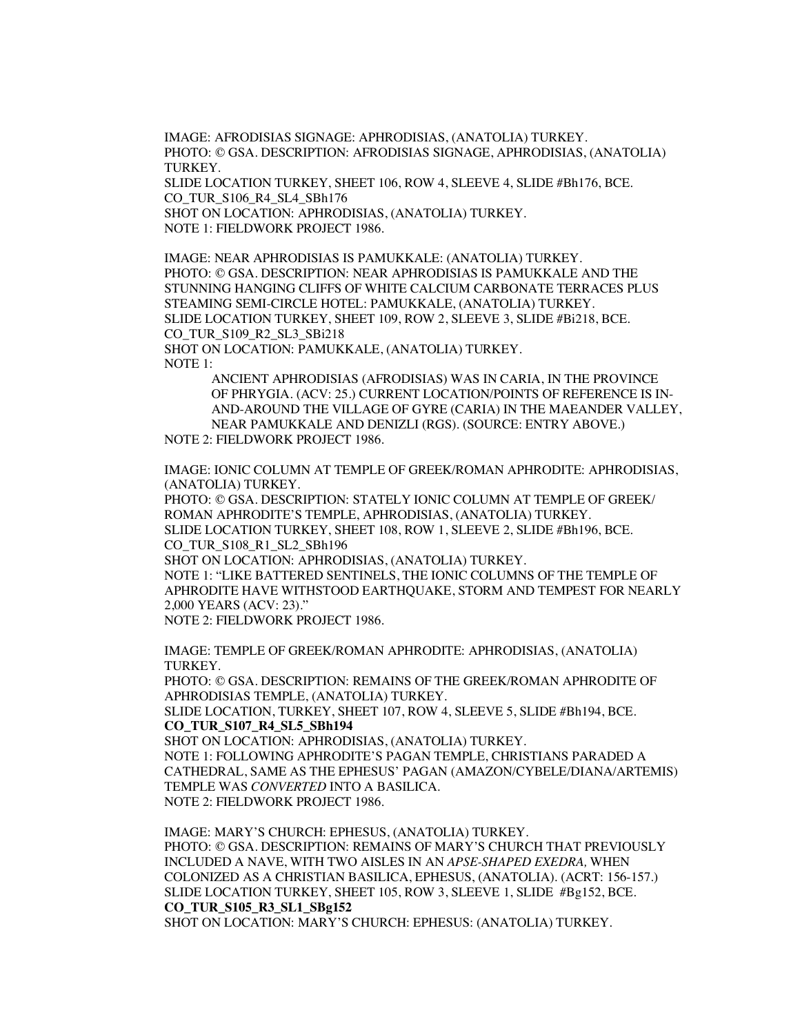IMAGE: AFRODISIAS SIGNAGE: APHRODISIAS, (ANATOLIA) TURKEY.
PHOTO: © GSA. DESCRIPTION: AFRODISIAS SIGNAGE, APHRODISIAS, (ANATOLIA) TURKEY.
SLIDE LOCATION TURKEY, SHEET 106, ROW 4, SLEEVE 4, SLIDE #Bh176, BCE.
CO_TUR_S106_R4_SL4_SBh176
SHOT ON LOCATION: APHRODISIAS, (ANATOLIA) TURKEY.
NOTE 1: FIELDWORK PROJECT 1986.

IMAGE: NEAR APHRODISIAS IS PAMUKKALE: (ANATOLIA) TURKEY.
PHOTO: © GSA. DESCRIPTION: NEAR APHRODISIAS IS PAMUKKALE AND THE STUNNING HANGING CLIFFS OF WHITE CALCIUM CARBONATE TERRACES PLUS STEAMING SEMI-CIRCLE HOTEL: PAMUKKALE, (ANATOLIA) TURKEY.
SLIDE LOCATION TURKEY, SHEET 109, ROW 2, SLEEVE 3, SLIDE #Bi218, BCE.
CO_TUR_S109_R2_SL3_SBi218
SHOT ON LOCATION: PAMUKKALE, (ANATOLIA) TURKEY.
NOTE 1:

> ANCIENT APHRODISIAS (AFRODISIAS) WAS IN CARIA, IN THE PROVINCE OF PHRYGIA. (ACV: 25.) CURRENT LOCATION/POINTS OF REFERENCE IS IN-AND-AROUND THE VILLAGE OF GYRE (CARIA) IN THE MAEANDER VALLEY, NEAR PAMUKKALE AND DENIZLI (RGS). (SOURCE: ENTRY ABOVE.)

NOTE 2: FIELDWORK PROJECT 1986.

IMAGE: IONIC COLUMN AT TEMPLE OF GREEK/ROMAN APHRODITE: APHRODISIAS, (ANATOLIA) TURKEY.
PHOTO: © GSA. DESCRIPTION: STATELY IONIC COLUMN AT TEMPLE OF GREEK/ ROMAN APHRODITE'S TEMPLE, APHRODISIAS, (ANATOLIA) TURKEY.
SLIDE LOCATION TURKEY, SHEET 108, ROW 1, SLEEVE 2, SLIDE #Bh196, BCE.
CO_TUR_S108_R1_SL2_SBh196
SHOT ON LOCATION: APHRODISIAS, (ANATOLIA) TURKEY.
NOTE 1: "LIKE BATTERED SENTINELS, THE IONIC COLUMNS OF THE TEMPLE OF APHRODITE HAVE WITHSTOOD EARTHQUAKE, STORM AND TEMPEST FOR NEARLY 2,000 YEARS (ACV: 23)."
NOTE 2: FIELDWORK PROJECT 1986.

IMAGE: TEMPLE OF GREEK/ROMAN APHRODITE: APHRODISIAS, (ANATOLIA) TURKEY.
PHOTO: © GSA. DESCRIPTION: REMAINS OF THE GREEK/ROMAN APHRODITE OF APHRODISIAS TEMPLE, (ANATOLIA) TURKEY.
SLIDE LOCATION, TURKEY, SHEET 107, ROW 4, SLEEVE 5, SLIDE #Bh194, BCE.
**CO_TUR_S107_R4_SL5_SBh194**
SHOT ON LOCATION: APHRODISIAS, (ANATOLIA) TURKEY.
NOTE 1: FOLLOWING APHRODITE'S PAGAN TEMPLE, CHRISTIANS PARADED A CATHEDRAL, SAME AS THE EPHESUS' PAGAN (AMAZON/CYBELE/DIANA/ARTEMIS) TEMPLE WAS *CONVERTED* INTO A BASILICA.
NOTE 2: FIELDWORK PROJECT 1986.

IMAGE: MARY'S CHURCH: EPHESUS, (ANATOLIA) TURKEY.
PHOTO: © GSA. DESCRIPTION: REMAINS OF MARY'S CHURCH THAT PREVIOUSLY INCLUDED A NAVE, WITH TWO AISLES IN AN *APSE-SHAPED EXEDRA,* WHEN COLONIZED AS A CHRISTIAN BASILICA, EPHESUS, (ANATOLIA). (ACRT: 156-157.)
SLIDE LOCATION TURKEY, SHEET 105, ROW 3, SLEEVE 1, SLIDE #Bg152, BCE.
**CO_TUR_S105_R3_SL1_SBg152**
SHOT ON LOCATION: MARY'S CHURCH: EPHESUS: (ANATOLIA) TURKEY.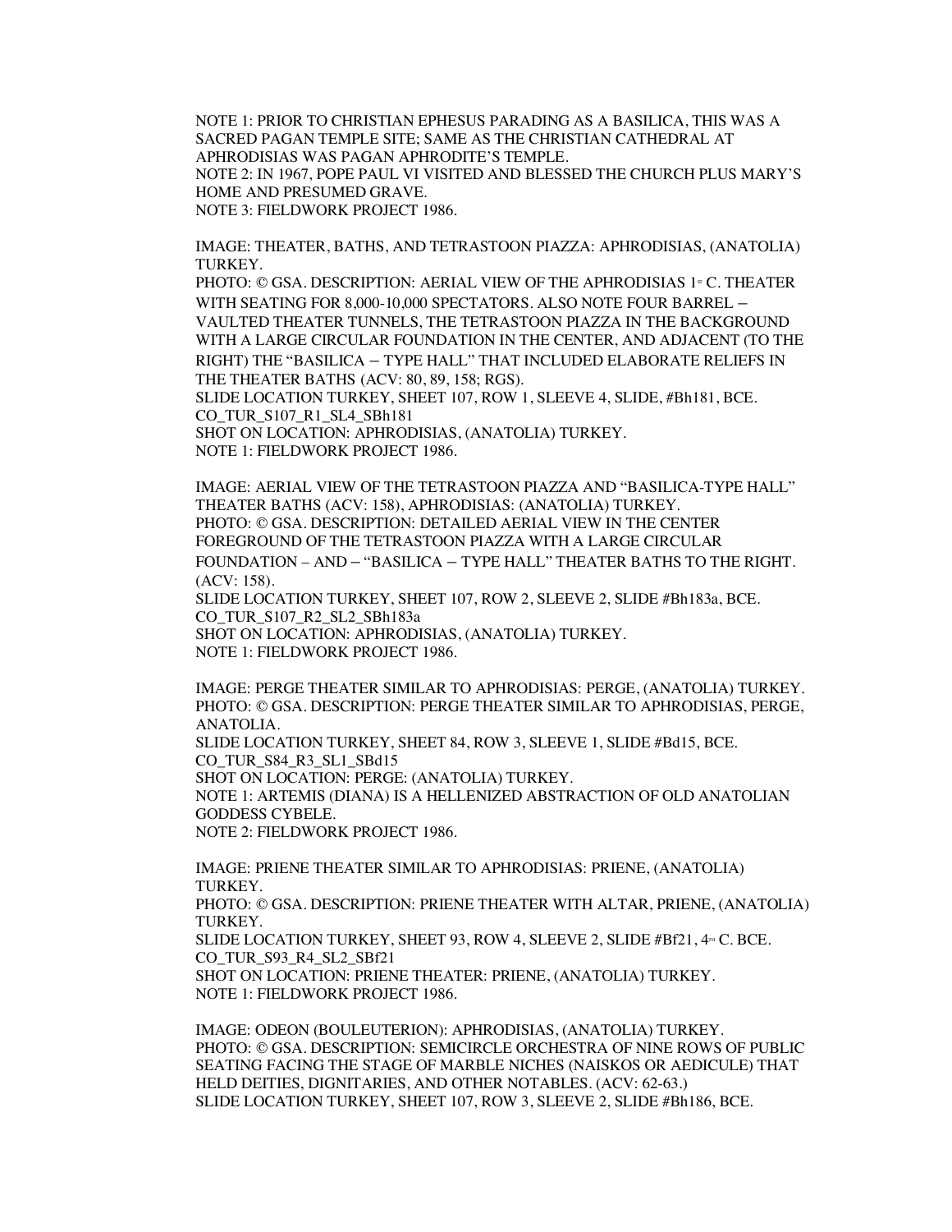NOTE 1: PRIOR TO CHRISTIAN EPHESUS PARADING AS A BASILICA, THIS WAS A SACRED PAGAN TEMPLE SITE; SAME AS THE CHRISTIAN CATHEDRAL AT APHRODISIAS WAS PAGAN APHRODITE'S TEMPLE.
NOTE 2: IN 1967, POPE PAUL VI VISITED AND BLESSED THE CHURCH PLUS MARY'S HOME AND PRESUMED GRAVE.
NOTE 3: FIELDWORK PROJECT 1986.

IMAGE: THEATER, BATHS, AND TETRASTOON PIAZZA: APHRODISIAS, (ANATOLIA) TURKEY.
PHOTO: © GSA. DESCRIPTION: AERIAL VIEW OF THE APHRODISIAS 1st C. THEATER WITH SEATING FOR 8,000-10,000 SPECTATORS. ALSO NOTE FOUR BARREL – VAULTED THEATER TUNNELS, THE TETRASTOON PIAZZA IN THE BACKGROUND WITH A LARGE CIRCULAR FOUNDATION IN THE CENTER, AND ADJACENT (TO THE RIGHT) THE "BASILICA – TYPE HALL" THAT INCLUDED ELABORATE RELIEFS IN THE THEATER BATHS (ACV: 80, 89, 158; RGS).
SLIDE LOCATION TURKEY, SHEET 107, ROW 1, SLEEVE 4, SLIDE, #Bh181, BCE.
CO_TUR_S107_R1_SL4_SBh181
SHOT ON LOCATION: APHRODISIAS, (ANATOLIA) TURKEY.
NOTE 1: FIELDWORK PROJECT 1986.

IMAGE: AERIAL VIEW OF THE TETRASTOON PIAZZA AND "BASILICA-TYPE HALL" THEATER BATHS (ACV: 158), APHRODISIAS: (ANATOLIA) TURKEY.
PHOTO: © GSA. DESCRIPTION: DETAILED AERIAL VIEW IN THE CENTER FOREGROUND OF THE TETRASTOON PIAZZA WITH A LARGE CIRCULAR FOUNDATION – AND – "BASILICA – TYPE HALL" THEATER BATHS TO THE RIGHT. (ACV: 158).
SLIDE LOCATION TURKEY, SHEET 107, ROW 2, SLEEVE 2, SLIDE #Bh183a, BCE.
CO_TUR_S107_R2_SL2_SBh183a
SHOT ON LOCATION: APHRODISIAS, (ANATOLIA) TURKEY.
NOTE 1: FIELDWORK PROJECT 1986.

IMAGE: PERGE THEATER SIMILAR TO APHRODISIAS: PERGE, (ANATOLIA) TURKEY.
PHOTO: © GSA. DESCRIPTION: PERGE THEATER SIMILAR TO APHRODISIAS, PERGE, ANATOLIA.
SLIDE LOCATION TURKEY, SHEET 84, ROW 3, SLEEVE 1, SLIDE #Bd15, BCE.
CO_TUR_S84_R3_SL1_SBd15
SHOT ON LOCATION: PERGE: (ANATOLIA) TURKEY.
NOTE 1: ARTEMIS (DIANA) IS A HELLENIZED ABSTRACTION OF OLD ANATOLIAN GODDESS CYBELE.
NOTE 2: FIELDWORK PROJECT 1986.

IMAGE: PRIENE THEATER SIMILAR TO APHRODISIAS: PRIENE, (ANATOLIA) TURKEY.
PHOTO: © GSA. DESCRIPTION: PRIENE THEATER WITH ALTAR, PRIENE, (ANATOLIA) TURKEY.
SLIDE LOCATION TURKEY, SHEET 93, ROW 4, SLEEVE 2, SLIDE #Bf21, 4th C. BCE.
CO_TUR_S93_R4_SL2_SBf21
SHOT ON LOCATION: PRIENE THEATER: PRIENE, (ANATOLIA) TURKEY.
NOTE 1: FIELDWORK PROJECT 1986.

IMAGE: ODEON (BOULEUTERION): APHRODISIAS, (ANATOLIA) TURKEY.
PHOTO: © GSA. DESCRIPTION: SEMICIRCLE ORCHESTRA OF NINE ROWS OF PUBLIC SEATING FACING THE STAGE OF MARBLE NICHES (NAISKOS OR AEDICULE) THAT HELD DEITIES, DIGNITARIES, AND OTHER NOTABLES. (ACV: 62-63.)
SLIDE LOCATION TURKEY, SHEET 107, ROW 3, SLEEVE 2, SLIDE #Bh186, BCE.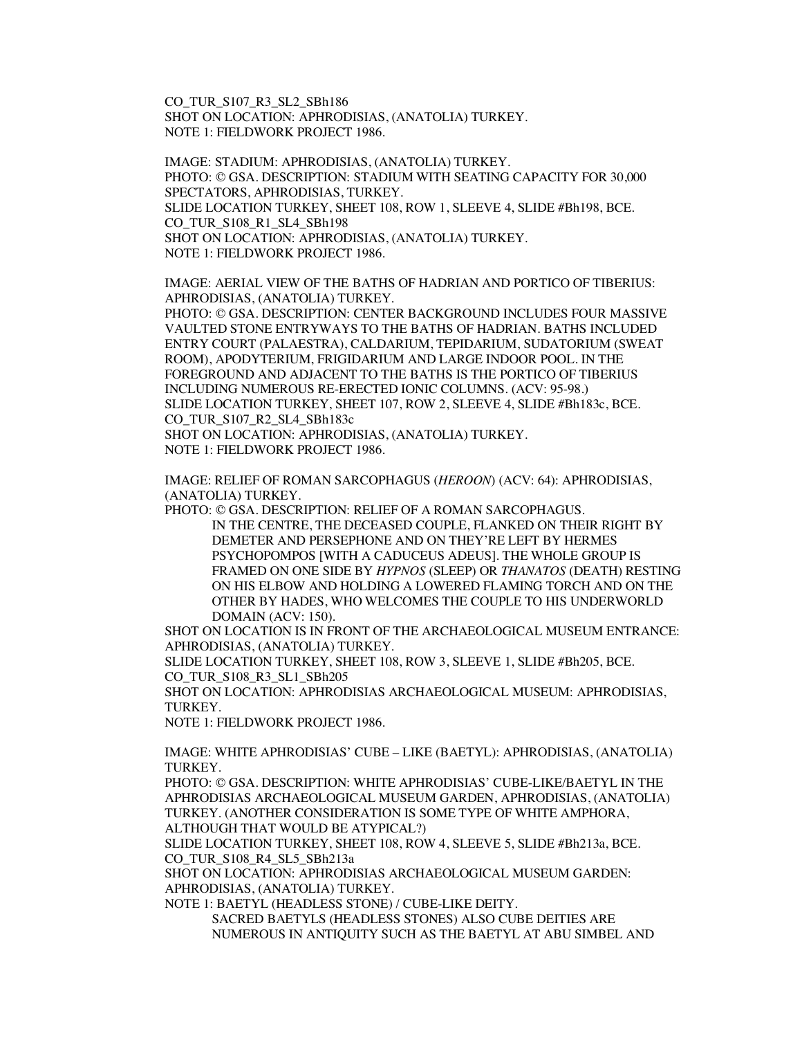CO_TUR_S107_R3_SL2_SBh186
SHOT ON LOCATION: APHRODISIAS, (ANATOLIA) TURKEY.
NOTE 1: FIELDWORK PROJECT 1986.

IMAGE: STADIUM: APHRODISIAS, (ANATOLIA) TURKEY.
PHOTO: © GSA. DESCRIPTION: STADIUM WITH SEATING CAPACITY FOR 30,000 SPECTATORS, APHRODISIAS, TURKEY.
SLIDE LOCATION TURKEY, SHEET 108, ROW 1, SLEEVE 4, SLIDE #Bh198, BCE.
CO_TUR_S108_R1_SL4_SBh198
SHOT ON LOCATION: APHRODISIAS, (ANATOLIA) TURKEY.
NOTE 1: FIELDWORK PROJECT 1986.

IMAGE: AERIAL VIEW OF THE BATHS OF HADRIAN AND PORTICO OF TIBERIUS: APHRODISIAS, (ANATOLIA) TURKEY.
PHOTO: © GSA. DESCRIPTION: CENTER BACKGROUND INCLUDES FOUR MASSIVE VAULTED STONE ENTRYWAYS TO THE BATHS OF HADRIAN. BATHS INCLUDED ENTRY COURT (PALAESTRA), CALDARIUM, TEPIDARIUM, SUDATORIUM (SWEAT ROOM), APODYTERIUM, FRIGIDARIUM AND LARGE INDOOR POOL. IN THE FOREGROUND AND ADJACENT TO THE BATHS IS THE PORTICO OF TIBERIUS INCLUDING NUMEROUS RE-ERECTED IONIC COLUMNS. (ACV: 95-98.)
SLIDE LOCATION TURKEY, SHEET 107, ROW 2, SLEEVE 4, SLIDE #Bh183c, BCE.
CO_TUR_S107_R2_SL4_SBh183c
SHOT ON LOCATION: APHRODISIAS, (ANATOLIA) TURKEY.
NOTE 1: FIELDWORK PROJECT 1986.

IMAGE: RELIEF OF ROMAN SARCOPHAGUS (*HEROON*) (ACV: 64): APHRODISIAS, (ANATOLIA) TURKEY.
PHOTO: © GSA. DESCRIPTION: RELIEF OF A ROMAN SARCOPHAGUS.

> IN THE CENTRE, THE DECEASED COUPLE, FLANKED ON THEIR RIGHT BY DEMETER AND PERSEPHONE AND ON THEY'RE LEFT BY HERMES PSYCHOPOMPOS [WITH A CADUCEUS ADEUS]. THE WHOLE GROUP IS FRAMED ON ONE SIDE BY *HYPNOS* (SLEEP) OR *THANATOS* (DEATH) RESTING ON HIS ELBOW AND HOLDING A LOWERED FLAMING TORCH AND ON THE OTHER BY HADES, WHO WELCOMES THE COUPLE TO HIS UNDERWORLD DOMAIN (ACV: 150).

SHOT ON LOCATION IS IN FRONT OF THE ARCHAEOLOGICAL MUSEUM ENTRANCE: APHRODISIAS, (ANATOLIA) TURKEY.
SLIDE LOCATION TURKEY, SHEET 108, ROW 3, SLEEVE 1, SLIDE #Bh205, BCE.
CO_TUR_S108_R3_SL1_SBh205
SHOT ON LOCATION: APHRODISIAS ARCHAEOLOGICAL MUSEUM: APHRODISIAS, TURKEY.
NOTE 1: FIELDWORK PROJECT 1986.

IMAGE: WHITE APHRODISIAS' CUBE – LIKE (BAETYL): APHRODISIAS, (ANATOLIA) TURKEY.
PHOTO: © GSA. DESCRIPTION: WHITE APHRODISIAS' CUBE-LIKE/BAETYL IN THE APHRODISIAS ARCHAEOLOGICAL MUSEUM GARDEN, APHRODISIAS, (ANATOLIA) TURKEY. (ANOTHER CONSIDERATION IS SOME TYPE OF WHITE AMPHORA, ALTHOUGH THAT WOULD BE ATYPICAL?)
SLIDE LOCATION TURKEY, SHEET 108, ROW 4, SLEEVE 5, SLIDE #Bh213a, BCE.
CO_TUR_S108_R4_SL5_SBh213a
SHOT ON LOCATION: APHRODISIAS ARCHAEOLOGICAL MUSEUM GARDEN: APHRODISIAS, (ANATOLIA) TURKEY.
NOTE 1: BAETYL (HEADLESS STONE) / CUBE-LIKE DEITY.

> SACRED BAETYLS (HEADLESS STONES) ALSO CUBE DEITIES ARE NUMEROUS IN ANTIQUITY SUCH AS THE BAETYL AT ABU SIMBEL AND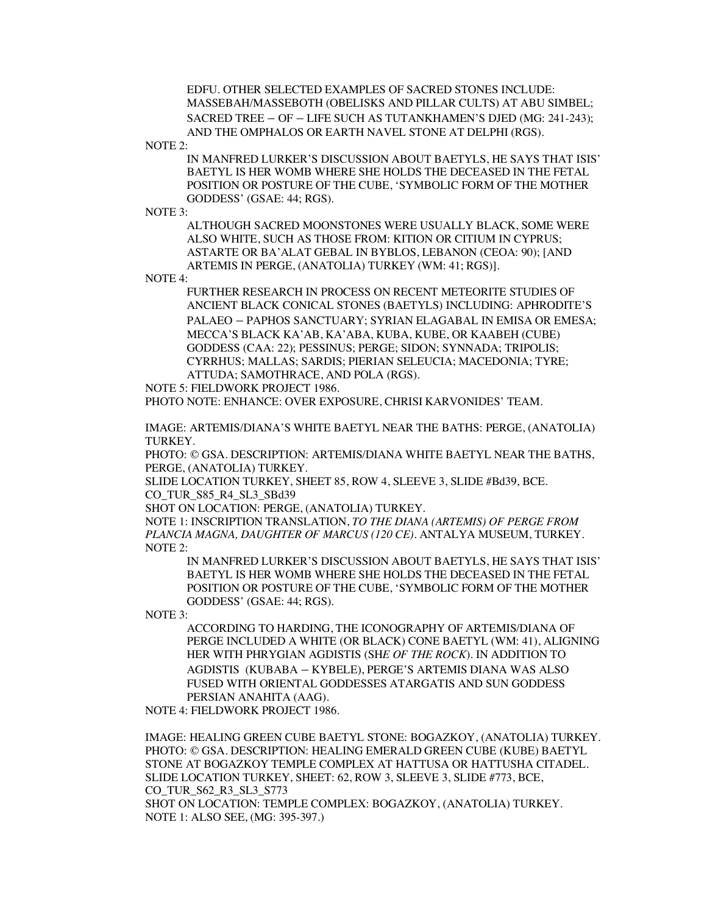EDFU. OTHER SELECTED EXAMPLES OF SACRED STONES INCLUDE: MASSEBAH/MASSEBOTH (OBELISKS AND PILLAR CULTS) AT ABU SIMBEL; SACRED TREE – OF – LIFE SUCH AS TUTANKHAMEN'S DJED (MG: 241-243); AND THE OMPHALOS OR EARTH NAVEL STONE AT DELPHI (RGS).

NOTE 2:

IN MANFRED LURKER'S DISCUSSION ABOUT BAETYLS, HE SAYS THAT ISIS' BAETYL IS HER WOMB WHERE SHE HOLDS THE DECEASED IN THE FETAL POSITION OR POSTURE OF THE CUBE, 'SYMBOLIC FORM OF THE MOTHER GODDESS' (GSAE: 44; RGS).

NOTE 3:

ALTHOUGH SACRED MOONSTONES WERE USUALLY BLACK, SOME WERE ALSO WHITE, SUCH AS THOSE FROM: KITION OR CITIUM IN CYPRUS; ASTARTE OR BA'ALAT GEBAL IN BYBLOS, LEBANON (CEOA: 90); [AND ARTEMIS IN PERGE, (ANATOLIA) TURKEY (WM: 41; RGS)].

NOTE 4:

FURTHER RESEARCH IN PROCESS ON RECENT METEORITE STUDIES OF ANCIENT BLACK CONICAL STONES (BAETYLS) INCLUDING: APHRODITE'S PALAEO – PAPHOS SANCTUARY; SYRIAN ELAGABAL IN EMISA OR EMESA; MECCA'S BLACK KA'AB, KA'ABA, KUBA, KUBE, OR KAABEH (CUBE) GODDESS (CAA: 22); PESSINUS; PERGE; SIDON; SYNNADA; TRIPOLIS; CYRRHUS; MALLAS; SARDIS; PIERIAN SELEUCIA; MACEDONIA; TYRE; ATTUDA; SAMOTHRACE, AND POLA (RGS).

NOTE 5: FIELDWORK PROJECT 1986.

PHOTO NOTE: ENHANCE: OVER EXPOSURE, CHRISI KARVONIDES' TEAM.

IMAGE: ARTEMIS/DIANA'S WHITE BAETYL NEAR THE BATHS: PERGE, (ANATOLIA) TURKEY.

PHOTO: © GSA. DESCRIPTION: ARTEMIS/DIANA WHITE BAETYL NEAR THE BATHS, PERGE, (ANATOLIA) TURKEY.

SLIDE LOCATION TURKEY, SHEET 85, ROW 4, SLEEVE 3, SLIDE #Bd39, BCE.

CO_TUR_S85_R4_SL3_SBd39

SHOT ON LOCATION: PERGE, (ANATOLIA) TURKEY.

NOTE 1: INSCRIPTION TRANSLATION, *TO THE DIANA (ARTEMIS) OF PERGE FROM PLANCIA MAGNA, DAUGHTER OF MARCUS (120 CE)*. ANTALYA MUSEUM, TURKEY.

NOTE 2:

IN MANFRED LURKER'S DISCUSSION ABOUT BAETYLS, HE SAYS THAT ISIS' BAETYL IS HER WOMB WHERE SHE HOLDS THE DECEASED IN THE FETAL POSITION OR POSTURE OF THE CUBE, 'SYMBOLIC FORM OF THE MOTHER GODDESS' (GSAE: 44; RGS).

NOTE 3:

ACCORDING TO HARDING, THE ICONOGRAPHY OF ARTEMIS/DIANA OF PERGE INCLUDED A WHITE (OR BLACK) CONE BAETYL (WM: 41), ALIGNING HER WITH PHRYGIAN AGDISTIS (*SHE OF THE ROCK*). IN ADDITION TO AGDISTIS (KUBABA – KYBELE), PERGE'S ARTEMIS DIANA WAS ALSO FUSED WITH ORIENTAL GODDESSES ATARGATIS AND SUN GODDESS PERSIAN ANAHITA (AAG).

NOTE 4: FIELDWORK PROJECT 1986.

IMAGE: HEALING GREEN CUBE BAETYL STONE: BOGAZKOY, (ANATOLIA) TURKEY.

PHOTO: © GSA. DESCRIPTION: HEALING EMERALD GREEN CUBE (KUBE) BAETYL STONE AT BOGAZKOY TEMPLE COMPLEX AT HATTUSA OR HATTUSHA CITADEL.

SLIDE LOCATION TURKEY, SHEET: 62, ROW 3, SLEEVE 3, SLIDE #773, BCE,

CO_TUR_S62_R3_SL3_S773

SHOT ON LOCATION: TEMPLE COMPLEX: BOGAZKOY, (ANATOLIA) TURKEY.

NOTE 1: ALSO SEE, (MG: 395-397.)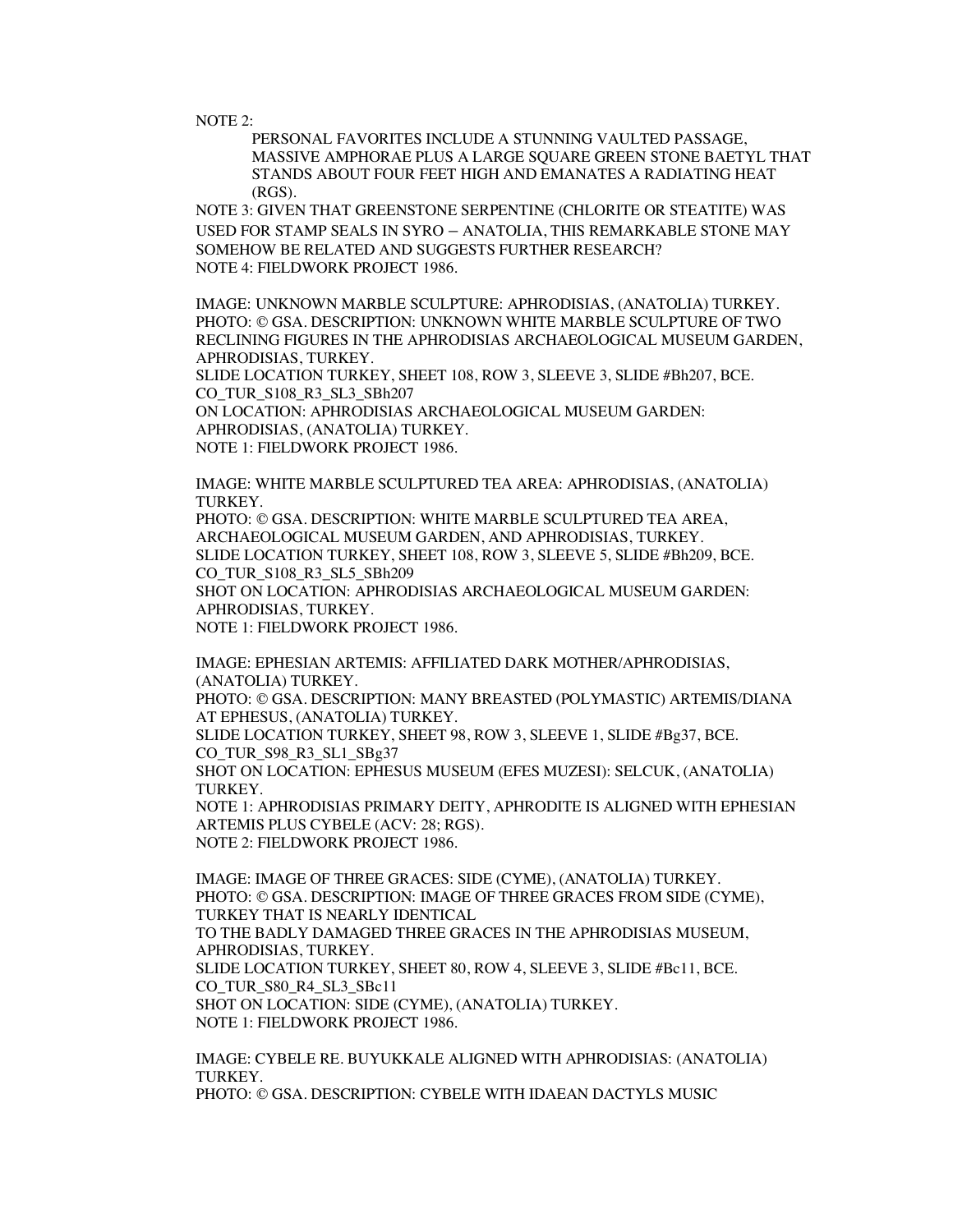NOTE 2:

PERSONAL FAVORITES INCLUDE A STUNNING VAULTED PASSAGE, MASSIVE AMPHORAE PLUS A LARGE SQUARE GREEN STONE BAETYL THAT STANDS ABOUT FOUR FEET HIGH AND EMANATES A RADIATING HEAT (RGS).

NOTE 3: GIVEN THAT GREENSTONE SERPENTINE (CHLORITE OR STEATITE) WAS USED FOR STAMP SEALS IN SYRO – ANATOLIA, THIS REMARKABLE STONE MAY SOMEHOW BE RELATED AND SUGGESTS FURTHER RESEARCH?
NOTE 4: FIELDWORK PROJECT 1986.

IMAGE: UNKNOWN MARBLE SCULPTURE: APHRODISIAS, (ANATOLIA) TURKEY.
PHOTO: © GSA. DESCRIPTION: UNKNOWN WHITE MARBLE SCULPTURE OF TWO RECLINING FIGURES IN THE APHRODISIAS ARCHAEOLOGICAL MUSEUM GARDEN, APHRODISIAS, TURKEY.
SLIDE LOCATION TURKEY, SHEET 108, ROW 3, SLEEVE 3, SLIDE #Bh207, BCE.
CO_TUR_S108_R3_SL3_SBh207
ON LOCATION: APHRODISIAS ARCHAEOLOGICAL MUSEUM GARDEN: APHRODISIAS, (ANATOLIA) TURKEY.
NOTE 1: FIELDWORK PROJECT 1986.

IMAGE: WHITE MARBLE SCULPTURED TEA AREA: APHRODISIAS, (ANATOLIA) TURKEY.
PHOTO: © GSA. DESCRIPTION: WHITE MARBLE SCULPTURED TEA AREA, ARCHAEOLOGICAL MUSEUM GARDEN, AND APHRODISIAS, TURKEY.
SLIDE LOCATION TURKEY, SHEET 108, ROW 3, SLEEVE 5, SLIDE #Bh209, BCE.
CO_TUR_S108_R3_SL5_SBh209
SHOT ON LOCATION: APHRODISIAS ARCHAEOLOGICAL MUSEUM GARDEN: APHRODISIAS, TURKEY.
NOTE 1: FIELDWORK PROJECT 1986.

IMAGE: EPHESIAN ARTEMIS: AFFILIATED DARK MOTHER/APHRODISIAS, (ANATOLIA) TURKEY.
PHOTO: © GSA. DESCRIPTION: MANY BREASTED (POLYMASTIC) ARTEMIS/DIANA AT EPHESUS, (ANATOLIA) TURKEY.
SLIDE LOCATION TURKEY, SHEET 98, ROW 3, SLEEVE 1, SLIDE #Bg37, BCE.
CO_TUR_S98_R3_SL1_SBg37
SHOT ON LOCATION: EPHESUS MUSEUM (EFES MUZESI): SELCUK, (ANATOLIA) TURKEY.
NOTE 1: APHRODISIAS PRIMARY DEITY, APHRODITE IS ALIGNED WITH EPHESIAN ARTEMIS PLUS CYBELE (ACV: 28; RGS).
NOTE 2: FIELDWORK PROJECT 1986.

IMAGE: IMAGE OF THREE GRACES: SIDE (CYME), (ANATOLIA) TURKEY.
PHOTO: © GSA. DESCRIPTION: IMAGE OF THREE GRACES FROM SIDE (CYME), TURKEY THAT IS NEARLY IDENTICAL
TO THE BADLY DAMAGED THREE GRACES IN THE APHRODISIAS MUSEUM, APHRODISIAS, TURKEY.
SLIDE LOCATION TURKEY, SHEET 80, ROW 4, SLEEVE 3, SLIDE #Bc11, BCE.
CO_TUR_S80_R4_SL3_SBc11
SHOT ON LOCATION: SIDE (CYME), (ANATOLIA) TURKEY.
NOTE 1: FIELDWORK PROJECT 1986.

IMAGE: CYBELE RE. BUYUKKALE ALIGNED WITH APHRODISIAS: (ANATOLIA) TURKEY.
PHOTO: © GSA. DESCRIPTION: CYBELE WITH IDAEAN DACTYLS MUSIC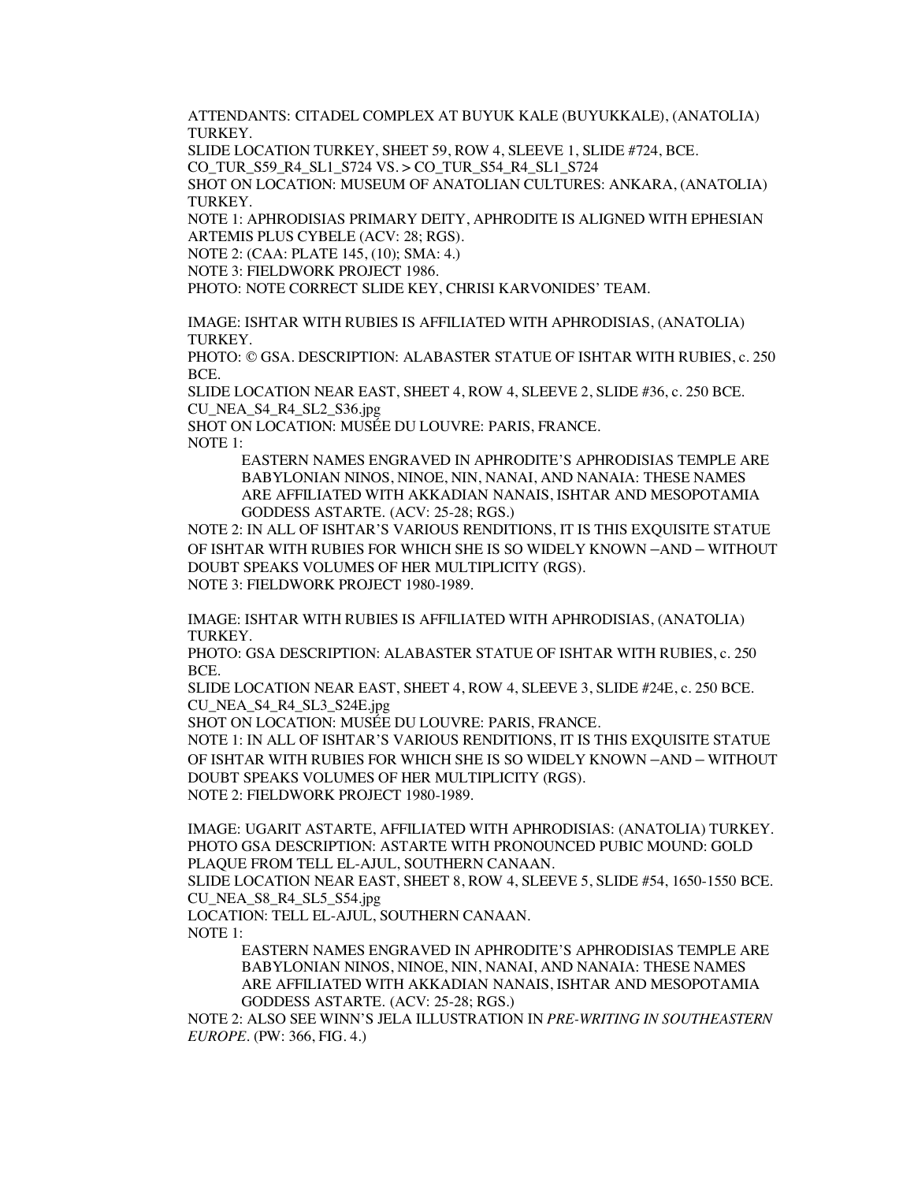ATTENDANTS: CITADEL COMPLEX AT BUYUK KALE (BUYUKKALE), (ANATOLIA) TURKEY.
SLIDE LOCATION TURKEY, SHEET 59, ROW 4, SLEEVE 1, SLIDE #724, BCE.
CO_TUR_S59_R4_SL1_S724 VS. > CO_TUR_S54_R4_SL1_S724
SHOT ON LOCATION: MUSEUM OF ANATOLIAN CULTURES: ANKARA, (ANATOLIA) TURKEY.
NOTE 1: APHRODISIAS PRIMARY DEITY, APHRODITE IS ALIGNED WITH EPHESIAN ARTEMIS PLUS CYBELE (ACV: 28; RGS).
NOTE 2: (CAA: PLATE 145, (10); SMA: 4.)
NOTE 3: FIELDWORK PROJECT 1986.
PHOTO: NOTE CORRECT SLIDE KEY, CHRISI KARVONIDES' TEAM.

IMAGE: ISHTAR WITH RUBIES IS AFFILIATED WITH APHRODISIAS, (ANATOLIA) TURKEY.
PHOTO: © GSA. DESCRIPTION: ALABASTER STATUE OF ISHTAR WITH RUBIES, c. 250 BCE.
SLIDE LOCATION NEAR EAST, SHEET 4, ROW 4, SLEEVE 2, SLIDE #36, c. 250 BCE.
CU_NEA_S4_R4_SL2_S36.jpg
SHOT ON LOCATION: MUSÉE DU LOUVRE: PARIS, FRANCE.
NOTE 1:

> EASTERN NAMES ENGRAVED IN APHRODITE'S APHRODISIAS TEMPLE ARE BABYLONIAN NINOS, NINOE, NIN, NANAI, AND NANAIA: THESE NAMES ARE AFFILIATED WITH AKKADIAN NANAIS, ISHTAR AND MESOPOTAMIA GODDESS ASTARTE. (ACV: 25-28; RGS.)

NOTE 2: IN ALL OF ISHTAR'S VARIOUS RENDITIONS, IT IS THIS EXQUISITE STATUE OF ISHTAR WITH RUBIES FOR WHICH SHE IS SO WIDELY KNOWN – AND – WITHOUT DOUBT SPEAKS VOLUMES OF HER MULTIPLICITY (RGS).
NOTE 3: FIELDWORK PROJECT 1980-1989.

IMAGE: ISHTAR WITH RUBIES IS AFFILIATED WITH APHRODISIAS, (ANATOLIA) TURKEY.
PHOTO: GSA DESCRIPTION: ALABASTER STATUE OF ISHTAR WITH RUBIES, c. 250 BCE.
SLIDE LOCATION NEAR EAST, SHEET 4, ROW 4, SLEEVE 3, SLIDE #24E, c. 250 BCE.
CU_NEA_S4_R4_SL3_S24E.jpg
SHOT ON LOCATION: MUSÉE DU LOUVRE: PARIS, FRANCE.
NOTE 1: IN ALL OF ISHTAR'S VARIOUS RENDITIONS, IT IS THIS EXQUISITE STATUE OF ISHTAR WITH RUBIES FOR WHICH SHE IS SO WIDELY KNOWN – AND – WITHOUT DOUBT SPEAKS VOLUMES OF HER MULTIPLICITY (RGS).
NOTE 2: FIELDWORK PROJECT 1980-1989.

IMAGE: UGARIT ASTARTE, AFFILIATED WITH APHRODISIAS: (ANATOLIA) TURKEY.
PHOTO GSA DESCRIPTION: ASTARTE WITH PRONOUNCED PUBIC MOUND: GOLD PLAQUE FROM TELL EL-AJUL, SOUTHERN CANAAN.
SLIDE LOCATION NEAR EAST, SHEET 8, ROW 4, SLEEVE 5, SLIDE #54, 1650-1550 BCE.
CU_NEA_S8_R4_SL5_S54.jpg
LOCATION: TELL EL-AJUL, SOUTHERN CANAAN.
NOTE 1:

> EASTERN NAMES ENGRAVED IN APHRODITE'S APHRODISIAS TEMPLE ARE BABYLONIAN NINOS, NINOE, NIN, NANAI, AND NANAIA: THESE NAMES ARE AFFILIATED WITH AKKADIAN NANAIS, ISHTAR AND MESOPOTAMIA GODDESS ASTARTE. (ACV: 25-28; RGS.)

NOTE 2: ALSO SEE WINN'S JELA ILLUSTRATION IN *PRE-WRITING IN SOUTHEASTERN EUROPE*. (PW: 366, FIG. 4.)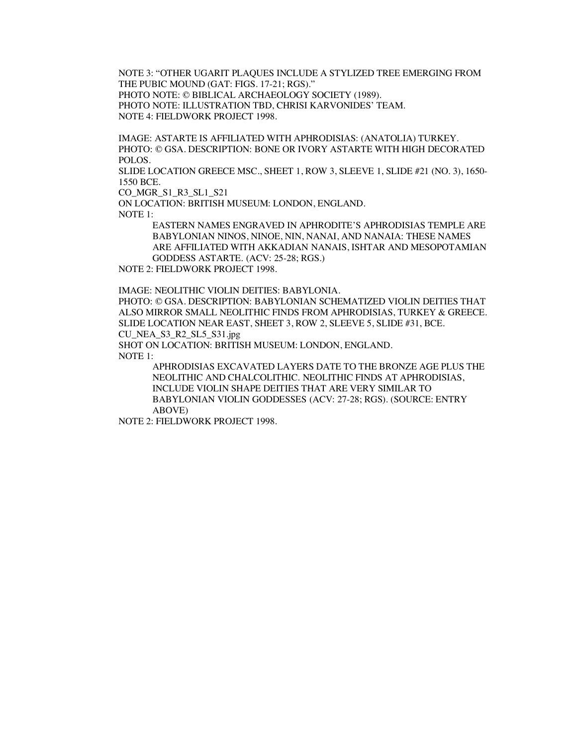NOTE 3: "OTHER UGARIT PLAQUES INCLUDE A STYLIZED TREE EMERGING FROM THE PUBIC MOUND (GAT: FIGS. 17-21; RGS)."
PHOTO NOTE: © BIBLICAL ARCHAEOLOGY SOCIETY (1989).
PHOTO NOTE: ILLUSTRATION TBD, CHRISI KARVONIDES' TEAM.
NOTE 4: FIELDWORK PROJECT 1998.

IMAGE: ASTARTE IS AFFILIATED WITH APHRODISIAS: (ANATOLIA) TURKEY.
PHOTO: © GSA. DESCRIPTION: BONE OR IVORY ASTARTE WITH HIGH DECORATED POLOS.
SLIDE LOCATION GREECE MSC., SHEET 1, ROW 3, SLEEVE 1, SLIDE #21 (NO. 3), 1650-1550 BCE.
CO_MGR_S1_R3_SL1_S21
ON LOCATION: BRITISH MUSEUM: LONDON, ENGLAND.
NOTE 1:

> EASTERN NAMES ENGRAVED IN APHRODITE'S APHRODISIAS TEMPLE ARE BABYLONIAN NINOS, NINOE, NIN, NANAI, AND NANAIA: THESE NAMES ARE AFFILIATED WITH AKKADIAN NANAIS, ISHTAR AND MESOPOTAMIAN GODDESS ASTARTE. (ACV: 25-28; RGS.)

NOTE 2: FIELDWORK PROJECT 1998.

IMAGE: NEOLITHIC VIOLIN DEITIES: BABYLONIA.
PHOTO: © GSA. DESCRIPTION: BABYLONIAN SCHEMATIZED VIOLIN DEITIES THAT ALSO MIRROR SMALL NEOLITHIC FINDS FROM APHRODISIAS, TURKEY & GREECE.
SLIDE LOCATION NEAR EAST, SHEET 3, ROW 2, SLEEVE 5, SLIDE #31, BCE.
CU_NEA_S3_R2_SL5_S31.jpg
SHOT ON LOCATION: BRITISH MUSEUM: LONDON, ENGLAND.
NOTE 1:

> APHRODISIAS EXCAVATED LAYERS DATE TO THE BRONZE AGE PLUS THE NEOLITHIC AND CHALCOLITHIC. NEOLITHIC FINDS AT APHRODISIAS, INCLUDE VIOLIN SHAPE DEITIES THAT ARE VERY SIMILAR TO BABYLONIAN VIOLIN GODDESSES (ACV: 27-28; RGS). (SOURCE: ENTRY ABOVE)

NOTE 2: FIELDWORK PROJECT 1998.